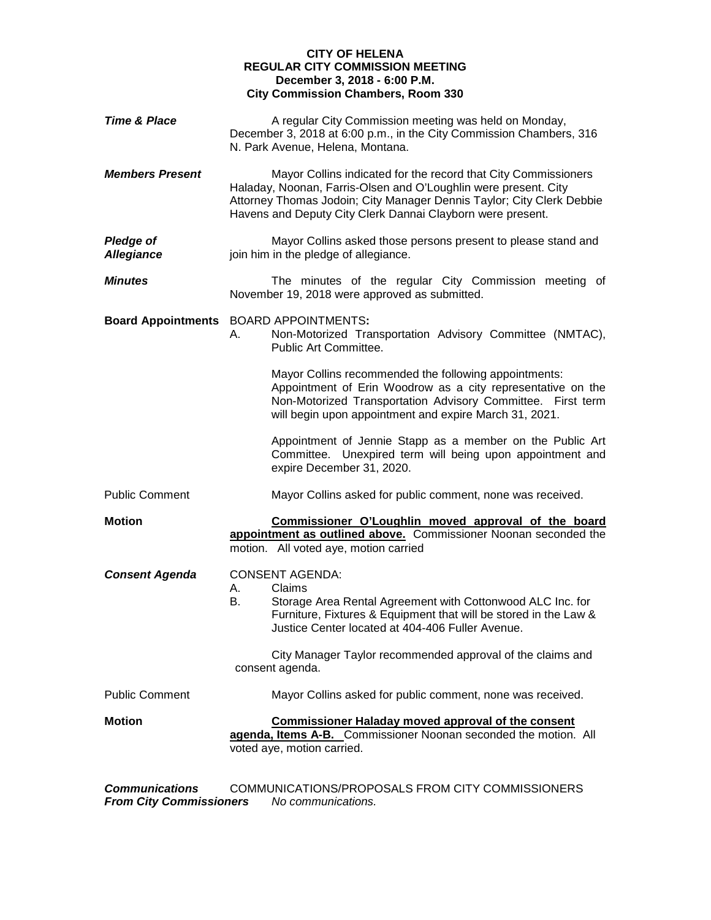**CITY OF HELENA**
**REGULAR CITY COMMISSION MEETING**
**December 3, 2018 - 6:00 P.M.**
**City Commission Chambers, Room 330**

***Time & Place***

A regular City Commission meeting was held on Monday, December 3, 2018 at 6:00 p.m., in the City Commission Chambers, 316 N. Park Avenue, Helena, Montana.

***Members Present***

Mayor Collins indicated for the record that City Commissioners Haladay, Noonan, Farris-Olsen and O'Loughlin were present. City Attorney Thomas Jodoin; City Manager Dennis Taylor; City Clerk Debbie Havens and Deputy City Clerk Dannai Clayborn were present.

***Pledge of Allegiance***

Mayor Collins asked those persons present to please stand and join him in the pledge of allegiance.

***Minutes***

The minutes of the regular City Commission meeting of November 19, 2018 were approved as submitted.

**Board Appointments**

BOARD APPOINTMENTS**:**

A. Non-Motorized Transportation Advisory Committee (NMTAC), Public Art Committee.

Mayor Collins recommended the following appointments:
Appointment of Erin Woodrow as a city representative on the Non-Motorized Transportation Advisory Committee. First term will begin upon appointment and expire March 31, 2021.

Appointment of Jennie Stapp as a member on the Public Art Committee. Unexpired term will being upon appointment and expire December 31, 2020.

Public Comment

Mayor Collins asked for public comment, none was received.

**Motion**

**Commissioner O'Loughlin moved approval of the board appointment as outlined above.** Commissioner Noonan seconded the motion. All voted aye, motion carried

***Consent Agenda***

CONSENT AGENDA:

A. Claims
B. Storage Area Rental Agreement with Cottonwood ALC Inc. for Furniture, Fixtures & Equipment that will be stored in the Law & Justice Center located at 404-406 Fuller Avenue.

City Manager Taylor recommended approval of the claims and consent agenda.

Public Comment

Mayor Collins asked for public comment, none was received.

**Motion**

**Commissioner Haladay moved approval of the consent agenda, Items A-B.** Commissioner Noonan seconded the motion. All voted aye, motion carried.

***Communications From City Commissioners***

COMMUNICATIONS/PROPOSALS FROM CITY COMMISSIONERS
*No communications.*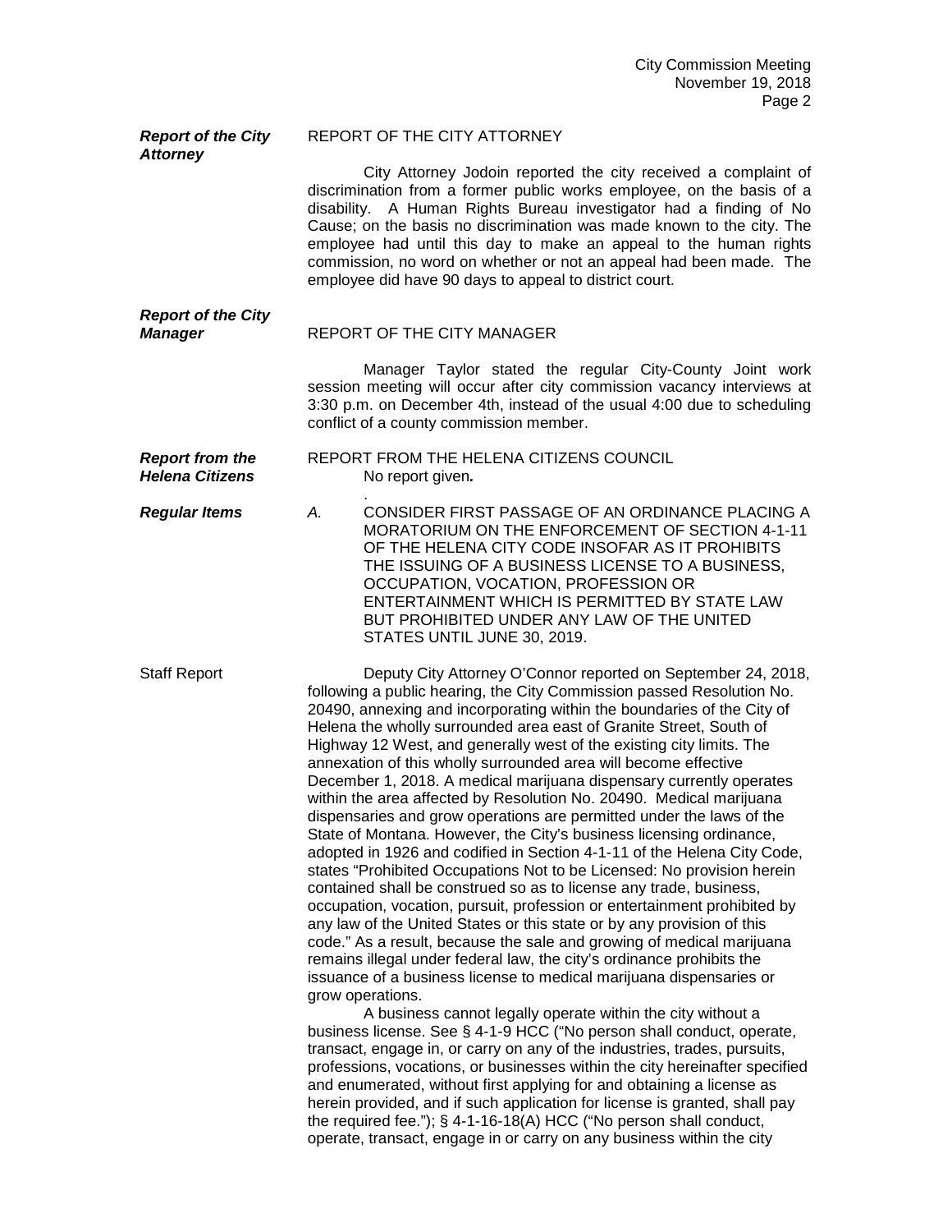***Report of the City Attorney***

REPORT OF THE CITY ATTORNEY

City Attorney Jodoin reported the city received a complaint of discrimination from a former public works employee, on the basis of a disability. A Human Rights Bureau investigator had a finding of No Cause; on the basis no discrimination was made known to the city. The employee had until this day to make an appeal to the human rights commission, no word on whether or not an appeal had been made. The employee did have 90 days to appeal to district court.

***Report of the City Manager***

REPORT OF THE CITY MANAGER

Manager Taylor stated the regular City-County Joint work session meeting will occur after city commission vacancy interviews at 3:30 p.m. on December 4th, instead of the usual 4:00 due to scheduling conflict of a county commission member.

***Report from the Helena Citizens***

REPORT FROM THE HELENA CITIZENS COUNCIL

No report given***.***

.

***Regular Items***

*A.* CONSIDER FIRST PASSAGE OF AN ORDINANCE PLACING A MORATORIUM ON THE ENFORCEMENT OF SECTION 4-1-11 OF THE HELENA CITY CODE INSOFAR AS IT PROHIBITS THE ISSUING OF A BUSINESS LICENSE TO A BUSINESS, OCCUPATION, VOCATION, PROFESSION OR ENTERTAINMENT WHICH IS PERMITTED BY STATE LAW BUT PROHIBITED UNDER ANY LAW OF THE UNITED STATES UNTIL JUNE 30, 2019.

Staff Report

Deputy City Attorney O'Connor reported on September 24, 2018, following a public hearing, the City Commission passed Resolution No. 20490, annexing and incorporating within the boundaries of the City of Helena the wholly surrounded area east of Granite Street, South of Highway 12 West, and generally west of the existing city limits. The annexation of this wholly surrounded area will become effective December 1, 2018. A medical marijuana dispensary currently operates within the area affected by Resolution No. 20490. Medical marijuana dispensaries and grow operations are permitted under the laws of the State of Montana. However, the City's business licensing ordinance, adopted in 1926 and codified in Section 4-1-11 of the Helena City Code, states "Prohibited Occupations Not to be Licensed: No provision herein contained shall be construed so as to license any trade, business, occupation, vocation, pursuit, profession or entertainment prohibited by any law of the United States or this state or by any provision of this code." As a result, because the sale and growing of medical marijuana remains illegal under federal law, the city's ordinance prohibits the issuance of a business license to medical marijuana dispensaries or grow operations.

A business cannot legally operate within the city without a business license. See § 4-1-9 HCC ("No person shall conduct, operate, transact, engage in, or carry on any of the industries, trades, pursuits, professions, vocations, or businesses within the city hereinafter specified and enumerated, without first applying for and obtaining a license as herein provided, and if such application for license is granted, shall pay the required fee."); § 4-1-16-18(A) HCC ("No person shall conduct, operate, transact, engage in or carry on any business within the city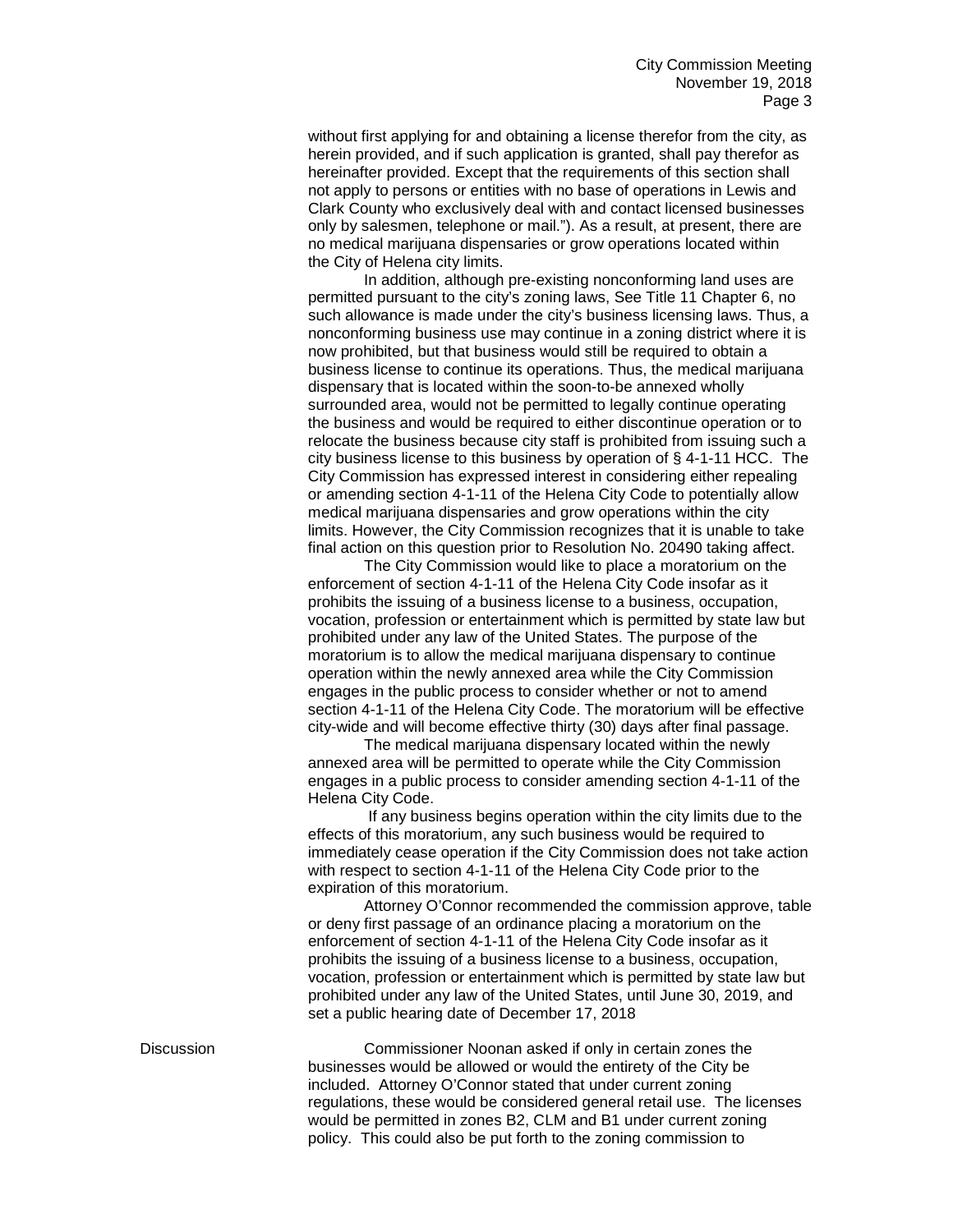without first applying for and obtaining a license therefor from the city, as herein provided, and if such application is granted, shall pay therefor as hereinafter provided. Except that the requirements of this section shall not apply to persons or entities with no base of operations in Lewis and Clark County who exclusively deal with and contact licensed businesses only by salesmen, telephone or mail."). As a result, at present, there are no medical marijuana dispensaries or grow operations located within the City of Helena city limits.

In addition, although pre-existing nonconforming land uses are permitted pursuant to the city's zoning laws, See Title 11 Chapter 6, no such allowance is made under the city's business licensing laws. Thus, a nonconforming business use may continue in a zoning district where it is now prohibited, but that business would still be required to obtain a business license to continue its operations. Thus, the medical marijuana dispensary that is located within the soon-to-be annexed wholly surrounded area, would not be permitted to legally continue operating the business and would be required to either discontinue operation or to relocate the business because city staff is prohibited from issuing such a city business license to this business by operation of § 4-1-11 HCC. The City Commission has expressed interest in considering either repealing or amending section 4-1-11 of the Helena City Code to potentially allow medical marijuana dispensaries and grow operations within the city limits. However, the City Commission recognizes that it is unable to take final action on this question prior to Resolution No. 20490 taking affect.

The City Commission would like to place a moratorium on the enforcement of section 4-1-11 of the Helena City Code insofar as it prohibits the issuing of a business license to a business, occupation, vocation, profession or entertainment which is permitted by state law but prohibited under any law of the United States. The purpose of the moratorium is to allow the medical marijuana dispensary to continue operation within the newly annexed area while the City Commission engages in the public process to consider whether or not to amend section 4-1-11 of the Helena City Code. The moratorium will be effective city-wide and will become effective thirty (30) days after final passage.

The medical marijuana dispensary located within the newly annexed area will be permitted to operate while the City Commission engages in a public process to consider amending section 4-1-11 of the Helena City Code.

If any business begins operation within the city limits due to the effects of this moratorium, any such business would be required to immediately cease operation if the City Commission does not take action with respect to section 4-1-11 of the Helena City Code prior to the expiration of this moratorium.

Attorney O'Connor recommended the commission approve, table or deny first passage of an ordinance placing a moratorium on the enforcement of section 4-1-11 of the Helena City Code insofar as it prohibits the issuing of a business license to a business, occupation, vocation, profession or entertainment which is permitted by state law but prohibited under any law of the United States, until June 30, 2019, and set a public hearing date of December 17, 2018

Discussion

Commissioner Noonan asked if only in certain zones the businesses would be allowed or would the entirety of the City be included. Attorney O'Connor stated that under current zoning regulations, these would be considered general retail use. The licenses would be permitted in zones B2, CLM and B1 under current zoning policy. This could also be put forth to the zoning commission to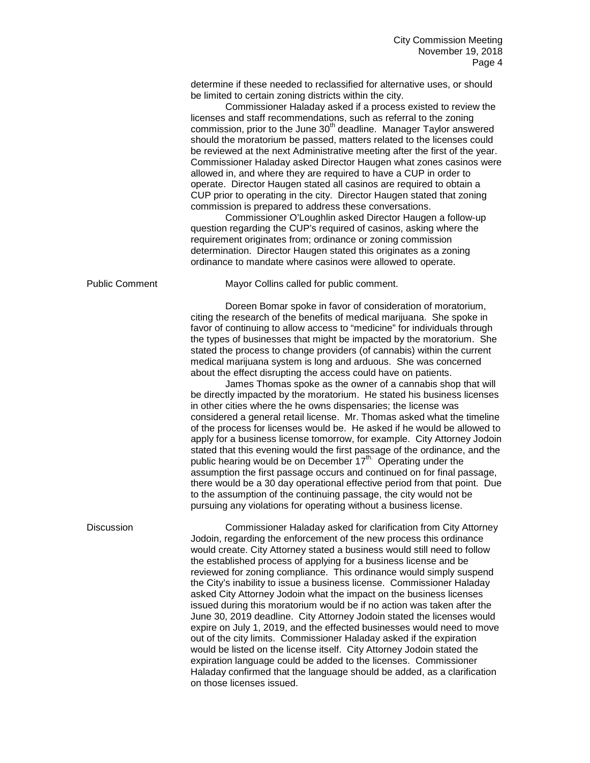determine if these needed to reclassified for alternative uses, or should be limited to certain zoning districts within the city.

Commissioner Haladay asked if a process existed to review the licenses and staff recommendations, such as referral to the zoning commission, prior to the June 30th deadline. Manager Taylor answered should the moratorium be passed, matters related to the licenses could be reviewed at the next Administrative meeting after the first of the year. Commissioner Haladay asked Director Haugen what zones casinos were allowed in, and where they are required to have a CUP in order to operate. Director Haugen stated all casinos are required to obtain a CUP prior to operating in the city. Director Haugen stated that zoning commission is prepared to address these conversations.

Commissioner O'Loughlin asked Director Haugen a follow-up question regarding the CUP's required of casinos, asking where the requirement originates from; ordinance or zoning commission determination. Director Haugen stated this originates as a zoning ordinance to mandate where casinos were allowed to operate.

**Public Comment**

Mayor Collins called for public comment.

Doreen Bomar spoke in favor of consideration of moratorium, citing the research of the benefits of medical marijuana. She spoke in favor of continuing to allow access to "medicine" for individuals through the types of businesses that might be impacted by the moratorium. She stated the process to change providers (of cannabis) within the current medical marijuana system is long and arduous. She was concerned about the effect disrupting the access could have on patients.

James Thomas spoke as the owner of a cannabis shop that will be directly impacted by the moratorium. He stated his business licenses in other cities where the he owns dispensaries; the license was considered a general retail license. Mr. Thomas asked what the timeline of the process for licenses would be. He asked if he would be allowed to apply for a business license tomorrow, for example. City Attorney Jodoin stated that this evening would the first passage of the ordinance, and the public hearing would be on December 17th. Operating under the assumption the first passage occurs and continued on for final passage, there would be a 30 day operational effective period from that point. Due to the assumption of the continuing passage, the city would not be pursuing any violations for operating without a business license.

**Discussion**

Commissioner Haladay asked for clarification from City Attorney Jodoin, regarding the enforcement of the new process this ordinance would create. City Attorney stated a business would still need to follow the established process of applying for a business license and be reviewed for zoning compliance. This ordinance would simply suspend the City's inability to issue a business license. Commissioner Haladay asked City Attorney Jodoin what the impact on the business licenses issued during this moratorium would be if no action was taken after the June 30, 2019 deadline. City Attorney Jodoin stated the licenses would expire on July 1, 2019, and the effected businesses would need to move out of the city limits. Commissioner Haladay asked if the expiration would be listed on the license itself. City Attorney Jodoin stated the expiration language could be added to the licenses. Commissioner Haladay confirmed that the language should be added, as a clarification on those licenses issued.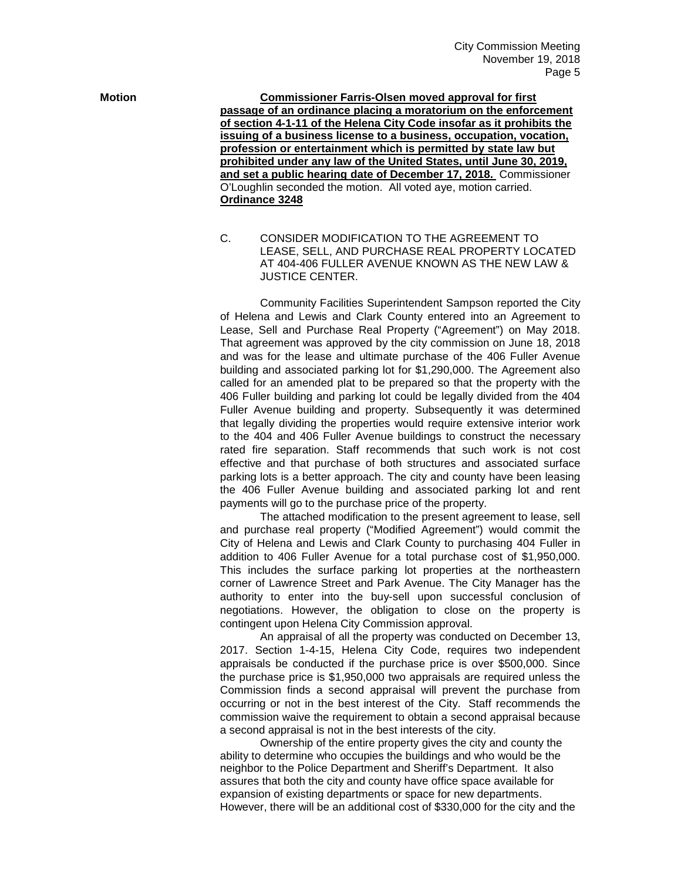**Motion**

**Commissioner Farris-Olsen moved approval for first passage of an ordinance placing a moratorium on the enforcement of section 4-1-11 of the Helena City Code insofar as it prohibits the issuing of a business license to a business, occupation, vocation, profession or entertainment which is permitted by state law but prohibited under any law of the United States, until June 30, 2019, and set a public hearing date of December 17, 2018.** Commissioner O'Loughlin seconded the motion. All voted aye, motion carried. **Ordinance 3248**

C. CONSIDER MODIFICATION TO THE AGREEMENT TO LEASE, SELL, AND PURCHASE REAL PROPERTY LOCATED AT 404-406 FULLER AVENUE KNOWN AS THE NEW LAW & JUSTICE CENTER.

Community Facilities Superintendent Sampson reported the City of Helena and Lewis and Clark County entered into an Agreement to Lease, Sell and Purchase Real Property ("Agreement") on May 2018. That agreement was approved by the city commission on June 18, 2018 and was for the lease and ultimate purchase of the 406 Fuller Avenue building and associated parking lot for $1,290,000. The Agreement also called for an amended plat to be prepared so that the property with the 406 Fuller building and parking lot could be legally divided from the 404 Fuller Avenue building and property. Subsequently it was determined that legally dividing the properties would require extensive interior work to the 404 and 406 Fuller Avenue buildings to construct the necessary rated fire separation. Staff recommends that such work is not cost effective and that purchase of both structures and associated surface parking lots is a better approach. The city and county have been leasing the 406 Fuller Avenue building and associated parking lot and rent payments will go to the purchase price of the property.

The attached modification to the present agreement to lease, sell and purchase real property ("Modified Agreement") would commit the City of Helena and Lewis and Clark County to purchasing 404 Fuller in addition to 406 Fuller Avenue for a total purchase cost of $1,950,000. This includes the surface parking lot properties at the northeastern corner of Lawrence Street and Park Avenue. The City Manager has the authority to enter into the buy-sell upon successful conclusion of negotiations. However, the obligation to close on the property is contingent upon Helena City Commission approval.

An appraisal of all the property was conducted on December 13, 2017. Section 1-4-15, Helena City Code, requires two independent appraisals be conducted if the purchase price is over $500,000. Since the purchase price is $1,950,000 two appraisals are required unless the Commission finds a second appraisal will prevent the purchase from occurring or not in the best interest of the City. Staff recommends the commission waive the requirement to obtain a second appraisal because a second appraisal is not in the best interests of the city.

Ownership of the entire property gives the city and county the ability to determine who occupies the buildings and who would be the neighbor to the Police Department and Sheriff's Department. It also assures that both the city and county have office space available for expansion of existing departments or space for new departments. However, there will be an additional cost of $330,000 for the city and the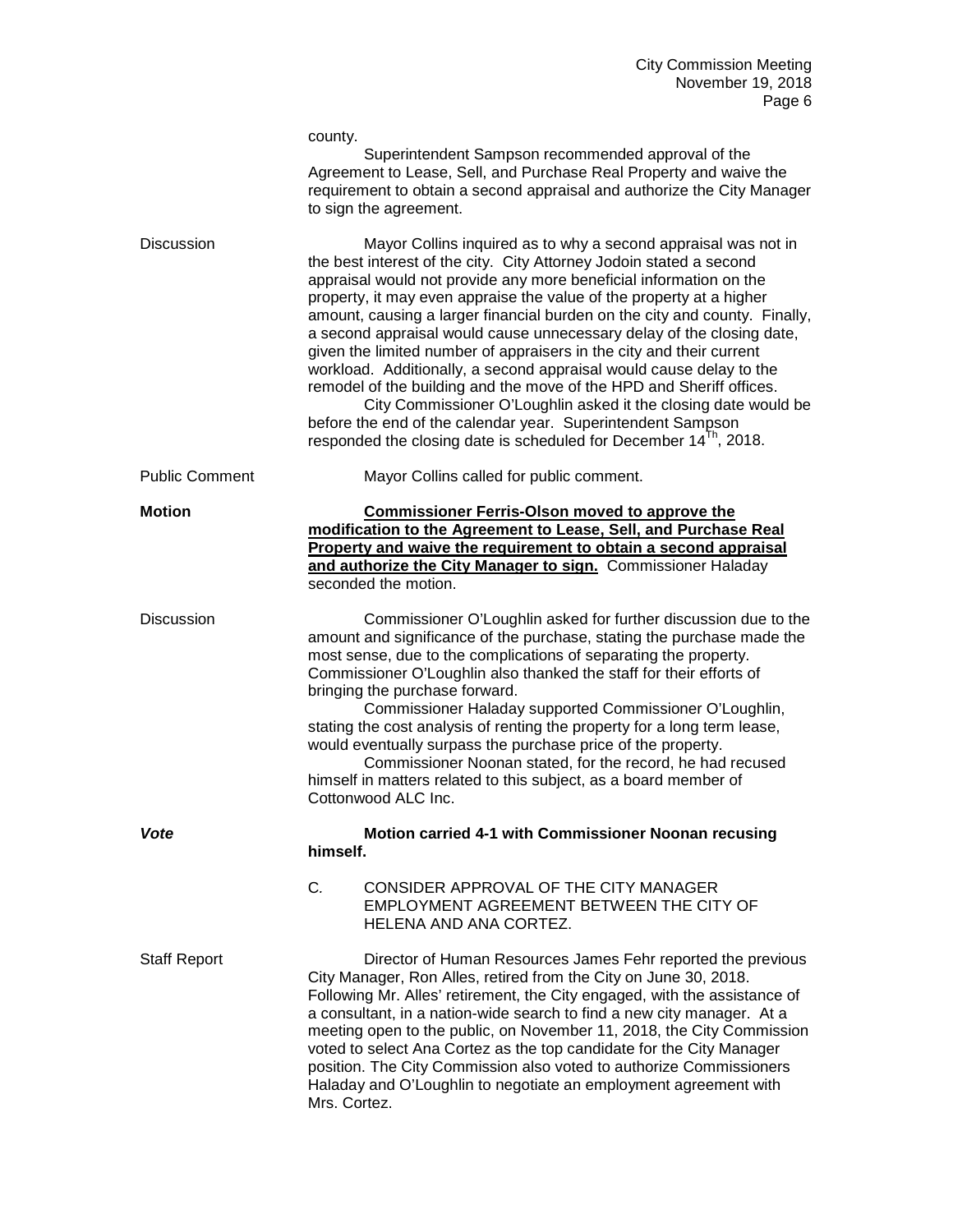county.

Superintendent Sampson recommended approval of the Agreement to Lease, Sell, and Purchase Real Property and waive the requirement to obtain a second appraisal and authorize the City Manager to sign the agreement.

Discussion

Mayor Collins inquired as to why a second appraisal was not in the best interest of the city. City Attorney Jodoin stated a second appraisal would not provide any more beneficial information on the property, it may even appraise the value of the property at a higher amount, causing a larger financial burden on the city and county. Finally, a second appraisal would cause unnecessary delay of the closing date, given the limited number of appraisers in the city and their current workload. Additionally, a second appraisal would cause delay to the remodel of the building and the move of the HPD and Sheriff offices.

City Commissioner O'Loughlin asked it the closing date would be before the end of the calendar year. Superintendent Sampson responded the closing date is scheduled for December 14[Th], 2018.

Public Comment

Mayor Collins called for public comment.

**Motion**

**Commissioner Ferris-Olson moved to approve the modification to the Agreement to Lease, Sell, and Purchase Real Property and waive the requirement to obtain a second appraisal and authorize the City Manager to sign.** Commissioner Haladay seconded the motion.

Discussion

Commissioner O'Loughlin asked for further discussion due to the amount and significance of the purchase, stating the purchase made the most sense, due to the complications of separating the property. Commissioner O'Loughlin also thanked the staff for their efforts of bringing the purchase forward.

Commissioner Haladay supported Commissioner O'Loughlin, stating the cost analysis of renting the property for a long term lease, would eventually surpass the purchase price of the property.

Commissioner Noonan stated, for the record, he had recused himself in matters related to this subject, as a board member of Cottonwood ALC Inc.

***Vote***

**Motion carried 4-1 with Commissioner Noonan recusing himself.**

C. CONSIDER APPROVAL OF THE CITY MANAGER EMPLOYMENT AGREEMENT BETWEEN THE CITY OF HELENA AND ANA CORTEZ.

Staff Report

Director of Human Resources James Fehr reported the previous City Manager, Ron Alles, retired from the City on June 30, 2018. Following Mr. Alles' retirement, the City engaged, with the assistance of a consultant, in a nation-wide search to find a new city manager. At a meeting open to the public, on November 11, 2018, the City Commission voted to select Ana Cortez as the top candidate for the City Manager position. The City Commission also voted to authorize Commissioners Haladay and O'Loughlin to negotiate an employment agreement with Mrs. Cortez.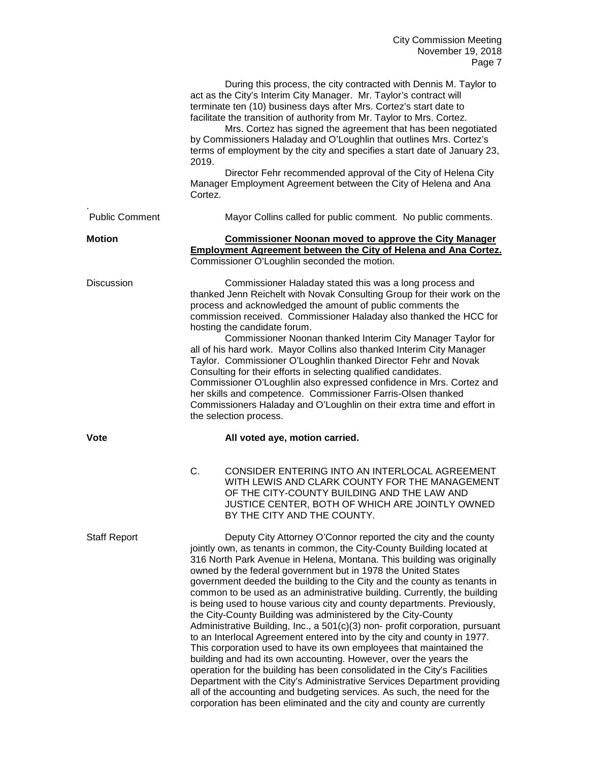During this process, the city contracted with Dennis M. Taylor to act as the City's Interim City Manager. Mr. Taylor's contract will terminate ten (10) business days after Mrs. Cortez's start date to facilitate the transition of authority from Mr. Taylor to Mrs. Cortez.

Mrs. Cortez has signed the agreement that has been negotiated by Commissioners Haladay and O'Loughlin that outlines Mrs. Cortez's terms of employment by the city and specifies a start date of January 23, 2019.

Director Fehr recommended approval of the City of Helena City Manager Employment Agreement between the City of Helena and Ana Cortez.

Public Comment — Mayor Collins called for public comment. No public comments.

**Motion** — **Commissioner Noonan moved to approve the City Manager Employment Agreement between the City of Helena and Ana Cortez.** Commissioner O'Loughlin seconded the motion.

Discussion — Commissioner Haladay stated this was a long process and thanked Jenn Reichelt with Novak Consulting Group for their work on the process and acknowledged the amount of public comments the commission received. Commissioner Haladay also thanked the HCC for hosting the candidate forum.

Commissioner Noonan thanked Interim City Manager Taylor for all of his hard work. Mayor Collins also thanked Interim City Manager Taylor. Commissioner O'Loughlin thanked Director Fehr and Novak Consulting for their efforts in selecting qualified candidates. Commissioner O'Loughlin also expressed confidence in Mrs. Cortez and her skills and competence. Commissioner Farris-Olsen thanked Commissioners Haladay and O'Loughlin on their extra time and effort in the selection process.

**Vote** — **All voted aye, motion carried.**

C. CONSIDER ENTERING INTO AN INTERLOCAL AGREEMENT WITH LEWIS AND CLARK COUNTY FOR THE MANAGEMENT OF THE CITY-COUNTY BUILDING AND THE LAW AND JUSTICE CENTER, BOTH OF WHICH ARE JOINTLY OWNED BY THE CITY AND THE COUNTY.

Staff Report — Deputy City Attorney O'Connor reported the city and the county jointly own, as tenants in common, the City-County Building located at 316 North Park Avenue in Helena, Montana. This building was originally owned by the federal government but in 1978 the United States government deeded the building to the City and the county as tenants in common to be used as an administrative building. Currently, the building is being used to house various city and county departments. Previously, the City-County Building was administered by the City-County Administrative Building, Inc., a 501(c)(3) non- profit corporation, pursuant to an Interlocal Agreement entered into by the city and county in 1977. This corporation used to have its own employees that maintained the building and had its own accounting. However, over the years the operation for the building has been consolidated in the City's Facilities Department with the City's Administrative Services Department providing all of the accounting and budgeting services. As such, the need for the corporation has been eliminated and the city and county are currently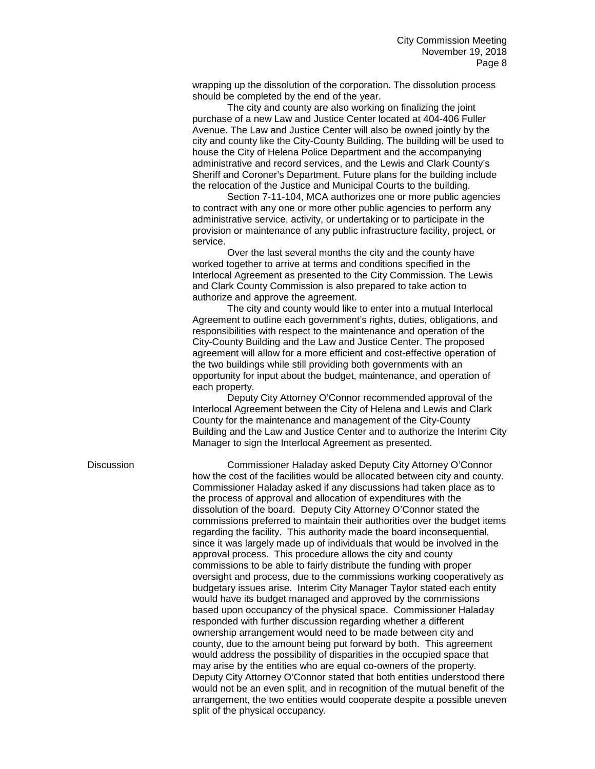wrapping up the dissolution of the corporation. The dissolution process should be completed by the end of the year.

The city and county are also working on finalizing the joint purchase of a new Law and Justice Center located at 404-406 Fuller Avenue. The Law and Justice Center will also be owned jointly by the city and county like the City-County Building. The building will be used to house the City of Helena Police Department and the accompanying administrative and record services, and the Lewis and Clark County's Sheriff and Coroner's Department. Future plans for the building include the relocation of the Justice and Municipal Courts to the building.

Section 7-11-104, MCA authorizes one or more public agencies to contract with any one or more other public agencies to perform any administrative service, activity, or undertaking or to participate in the provision or maintenance of any public infrastructure facility, project, or service.

Over the last several months the city and the county have worked together to arrive at terms and conditions specified in the Interlocal Agreement as presented to the City Commission. The Lewis and Clark County Commission is also prepared to take action to authorize and approve the agreement.

The city and county would like to enter into a mutual Interlocal Agreement to outline each government's rights, duties, obligations, and responsibilities with respect to the maintenance and operation of the City-County Building and the Law and Justice Center. The proposed agreement will allow for a more efficient and cost-effective operation of the two buildings while still providing both governments with an opportunity for input about the budget, maintenance, and operation of each property.

Deputy City Attorney O'Connor recommended approval of the Interlocal Agreement between the City of Helena and Lewis and Clark County for the maintenance and management of the City-County Building and the Law and Justice Center and to authorize the Interim City Manager to sign the Interlocal Agreement as presented.

**Discussion**

Commissioner Haladay asked Deputy City Attorney O'Connor how the cost of the facilities would be allocated between city and county. Commissioner Haladay asked if any discussions had taken place as to the process of approval and allocation of expenditures with the dissolution of the board. Deputy City Attorney O'Connor stated the commissions preferred to maintain their authorities over the budget items regarding the facility. This authority made the board inconsequential, since it was largely made up of individuals that would be involved in the approval process. This procedure allows the city and county commissions to be able to fairly distribute the funding with proper oversight and process, due to the commissions working cooperatively as budgetary issues arise. Interim City Manager Taylor stated each entity would have its budget managed and approved by the commissions based upon occupancy of the physical space. Commissioner Haladay responded with further discussion regarding whether a different ownership arrangement would need to be made between city and county, due to the amount being put forward by both. This agreement would address the possibility of disparities in the occupied space that may arise by the entities who are equal co-owners of the property. Deputy City Attorney O'Connor stated that both entities understood there would not be an even split, and in recognition of the mutual benefit of the arrangement, the two entities would cooperate despite a possible uneven split of the physical occupancy.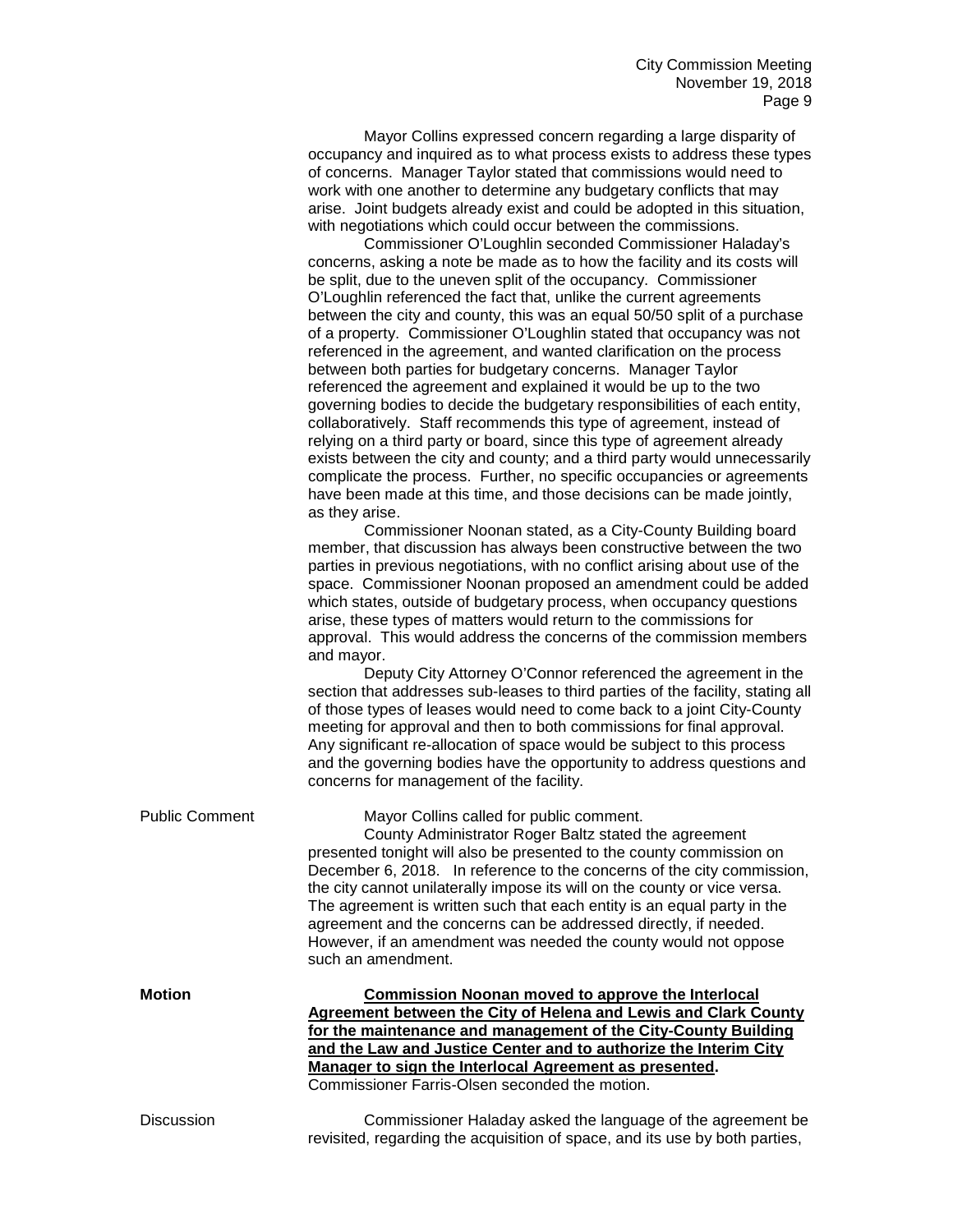Mayor Collins expressed concern regarding a large disparity of occupancy and inquired as to what process exists to address these types of concerns. Manager Taylor stated that commissions would need to work with one another to determine any budgetary conflicts that may arise. Joint budgets already exist and could be adopted in this situation, with negotiations which could occur between the commissions.

Commissioner O'Loughlin seconded Commissioner Haladay's concerns, asking a note be made as to how the facility and its costs will be split, due to the uneven split of the occupancy. Commissioner O'Loughlin referenced the fact that, unlike the current agreements between the city and county, this was an equal 50/50 split of a purchase of a property. Commissioner O'Loughlin stated that occupancy was not referenced in the agreement, and wanted clarification on the process between both parties for budgetary concerns. Manager Taylor referenced the agreement and explained it would be up to the two governing bodies to decide the budgetary responsibilities of each entity, collaboratively. Staff recommends this type of agreement, instead of relying on a third party or board, since this type of agreement already exists between the city and county; and a third party would unnecessarily complicate the process. Further, no specific occupancies or agreements have been made at this time, and those decisions can be made jointly, as they arise.

Commissioner Noonan stated, as a City-County Building board member, that discussion has always been constructive between the two parties in previous negotiations, with no conflict arising about use of the space. Commissioner Noonan proposed an amendment could be added which states, outside of budgetary process, when occupancy questions arise, these types of matters would return to the commissions for approval. This would address the concerns of the commission members and mayor.

Deputy City Attorney O'Connor referenced the agreement in the section that addresses sub-leases to third parties of the facility, stating all of those types of leases would need to come back to a joint City-County meeting for approval and then to both commissions for final approval. Any significant re-allocation of space would be subject to this process and the governing bodies have the opportunity to address questions and concerns for management of the facility.

Public Comment

Mayor Collins called for public comment.

County Administrator Roger Baltz stated the agreement presented tonight will also be presented to the county commission on December 6, 2018. In reference to the concerns of the city commission, the city cannot unilaterally impose its will on the county or vice versa. The agreement is written such that each entity is an equal party in the agreement and the concerns can be addressed directly, if needed. However, if an amendment was needed the county would not oppose such an amendment.

**Motion**

**Commission Noonan moved to approve the Interlocal Agreement between the City of Helena and Lewis and Clark County for the maintenance and management of the City-County Building and the Law and Justice Center and to authorize the Interim City Manager to sign the Interlocal Agreement as presented.** Commissioner Farris-Olsen seconded the motion.

Discussion

Commissioner Haladay asked the language of the agreement be revisited, regarding the acquisition of space, and its use by both parties,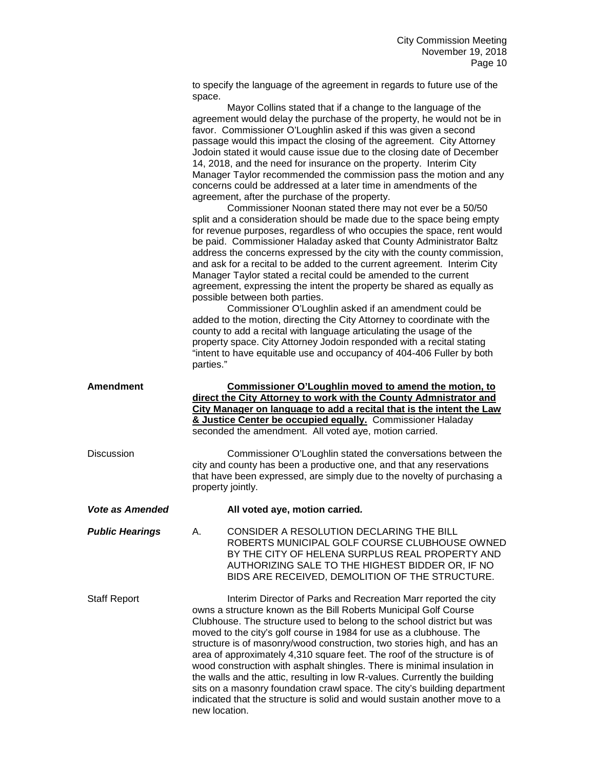to specify the language of the agreement in regards to future use of the space.

Mayor Collins stated that if a change to the language of the agreement would delay the purchase of the property, he would not be in favor. Commissioner O'Loughlin asked if this was given a second passage would this impact the closing of the agreement. City Attorney Jodoin stated it would cause issue due to the closing date of December 14, 2018, and the need for insurance on the property. Interim City Manager Taylor recommended the commission pass the motion and any concerns could be addressed at a later time in amendments of the agreement, after the purchase of the property.

Commissioner Noonan stated there may not ever be a 50/50 split and a consideration should be made due to the space being empty for revenue purposes, regardless of who occupies the space, rent would be paid. Commissioner Haladay asked that County Administrator Baltz address the concerns expressed by the city with the county commission, and ask for a recital to be added to the current agreement. Interim City Manager Taylor stated a recital could be amended to the current agreement, expressing the intent the property be shared as equally as possible between both parties.

Commissioner O'Loughlin asked if an amendment could be added to the motion, directing the City Attorney to coordinate with the county to add a recital with language articulating the usage of the property space. City Attorney Jodoin responded with a recital stating "intent to have equitable use and occupancy of 404-406 Fuller by both parties."

**Amendment**

**Commissioner O'Loughlin moved to amend the motion, to direct the City Attorney to work with the County Admnistrator and City Manager on language to add a recital that is the intent the Law & Justice Center be occupied equally.** Commissioner Haladay seconded the amendment. All voted aye, motion carried.

Discussion

Commissioner O'Loughlin stated the conversations between the city and county has been a productive one, and that any reservations that have been expressed, are simply due to the novelty of purchasing a property jointly.

***Vote as Amended*** **All voted aye, motion carried.**

***Public Hearings***

A. CONSIDER A RESOLUTION DECLARING THE BILL ROBERTS MUNICIPAL GOLF COURSE CLUBHOUSE OWNED BY THE CITY OF HELENA SURPLUS REAL PROPERTY AND AUTHORIZING SALE TO THE HIGHEST BIDDER OR, IF NO BIDS ARE RECEIVED, DEMOLITION OF THE STRUCTURE.

Staff Report

Interim Director of Parks and Recreation Marr reported the city owns a structure known as the Bill Roberts Municipal Golf Course Clubhouse. The structure used to belong to the school district but was moved to the city's golf course in 1984 for use as a clubhouse. The structure is of masonry/wood construction, two stories high, and has an area of approximately 4,310 square feet. The roof of the structure is of wood construction with asphalt shingles. There is minimal insulation in the walls and the attic, resulting in low R-values. Currently the building sits on a masonry foundation crawl space. The city's building department indicated that the structure is solid and would sustain another move to a new location.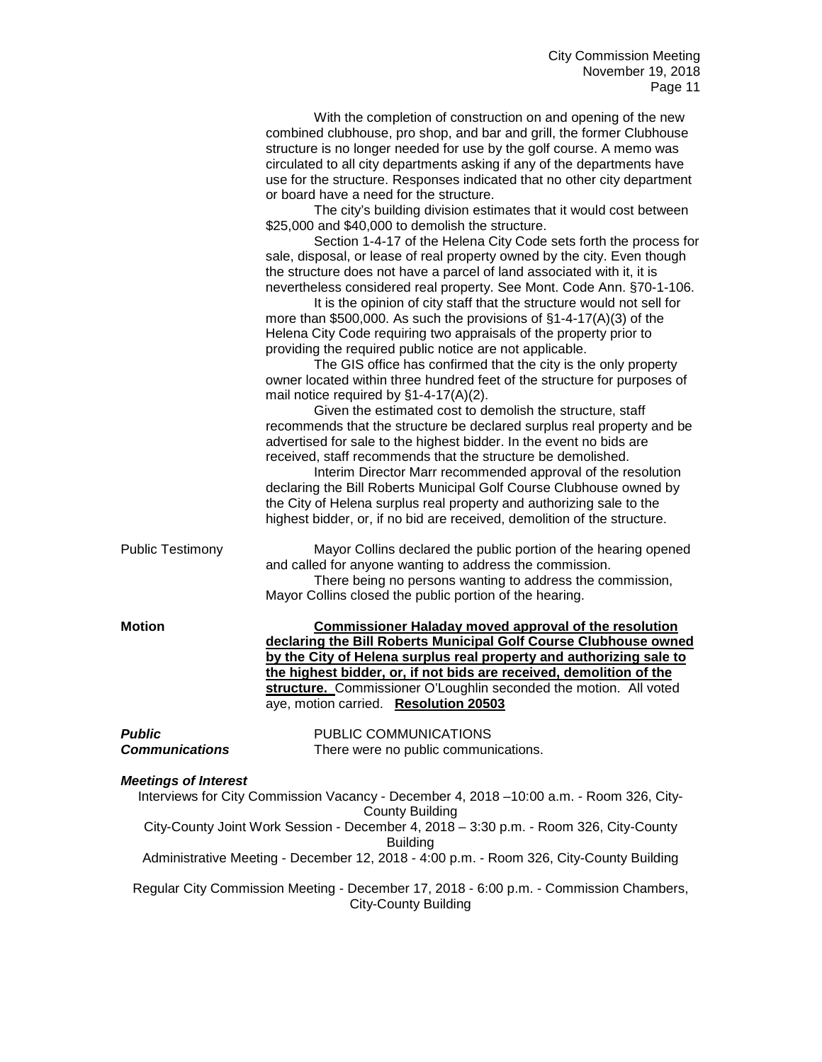With the completion of construction on and opening of the new combined clubhouse, pro shop, and bar and grill, the former Clubhouse structure is no longer needed for use by the golf course. A memo was circulated to all city departments asking if any of the departments have use for the structure. Responses indicated that no other city department or board have a need for the structure.

The city's building division estimates that it would cost between $25,000 and $40,000 to demolish the structure.

Section 1-4-17 of the Helena City Code sets forth the process for sale, disposal, or lease of real property owned by the city. Even though the structure does not have a parcel of land associated with it, it is nevertheless considered real property. See Mont. Code Ann. §70-1-106.

It is the opinion of city staff that the structure would not sell for more than $500,000. As such the provisions of §1-4-17(A)(3) of the Helena City Code requiring two appraisals of the property prior to providing the required public notice are not applicable.

The GIS office has confirmed that the city is the only property owner located within three hundred feet of the structure for purposes of mail notice required by §1-4-17(A)(2).

Given the estimated cost to demolish the structure, staff recommends that the structure be declared surplus real property and be advertised for sale to the highest bidder. In the event no bids are received, staff recommends that the structure be demolished.

Interim Director Marr recommended approval of the resolution declaring the Bill Roberts Municipal Golf Course Clubhouse owned by the City of Helena surplus real property and authorizing sale to the highest bidder, or, if no bid are received, demolition of the structure.

Public Testimony

Mayor Collins declared the public portion of the hearing opened and called for anyone wanting to address the commission.

There being no persons wanting to address the commission, Mayor Collins closed the public portion of the hearing.

**Motion**

**Commissioner Haladay moved approval of the resolution declaring the Bill Roberts Municipal Golf Course Clubhouse owned by the City of Helena surplus real property and authorizing sale to the highest bidder, or, if not bids are received, demolition of the structure.** Commissioner O'Loughlin seconded the motion. All voted aye, motion carried. **Resolution 20503**

***Public Communications***

PUBLIC COMMUNICATIONS

There were no public communications.

***Meetings of Interest***

Interviews for City Commission Vacancy - December 4, 2018 –10:00 a.m. - Room 326, City-County Building

City-County Joint Work Session - December 4, 2018 – 3:30 p.m. - Room 326, City-County Building

Administrative Meeting - December 12, 2018 - 4:00 p.m. - Room 326, City-County Building

Regular City Commission Meeting - December 17, 2018 - 6:00 p.m. - Commission Chambers, City-County Building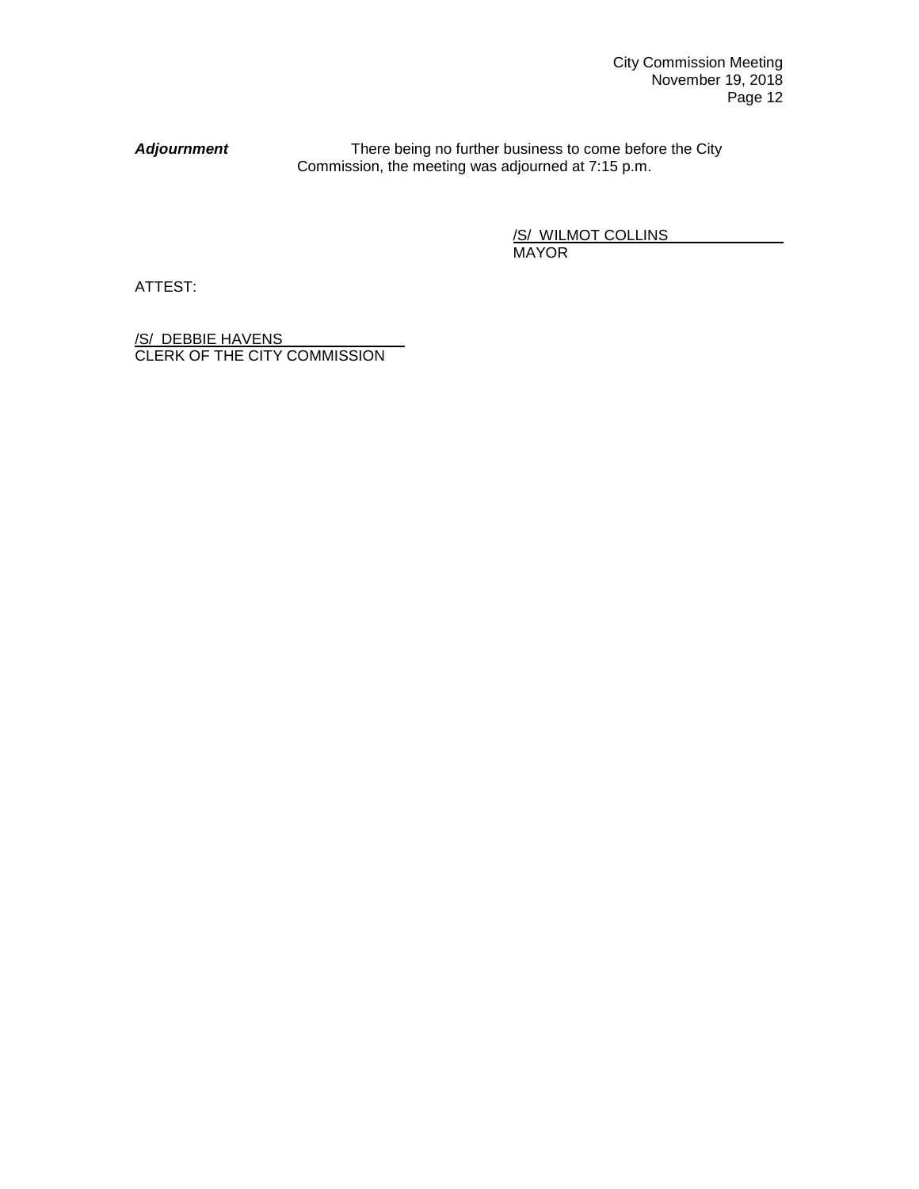***Adjournment*** There being no further business to come before the City Commission, the meeting was adjourned at 7:15 p.m.

/S/ WILMOT COLLINS
MAYOR

ATTEST:

/S/ DEBBIE HAVENS
CLERK OF THE CITY COMMISSION